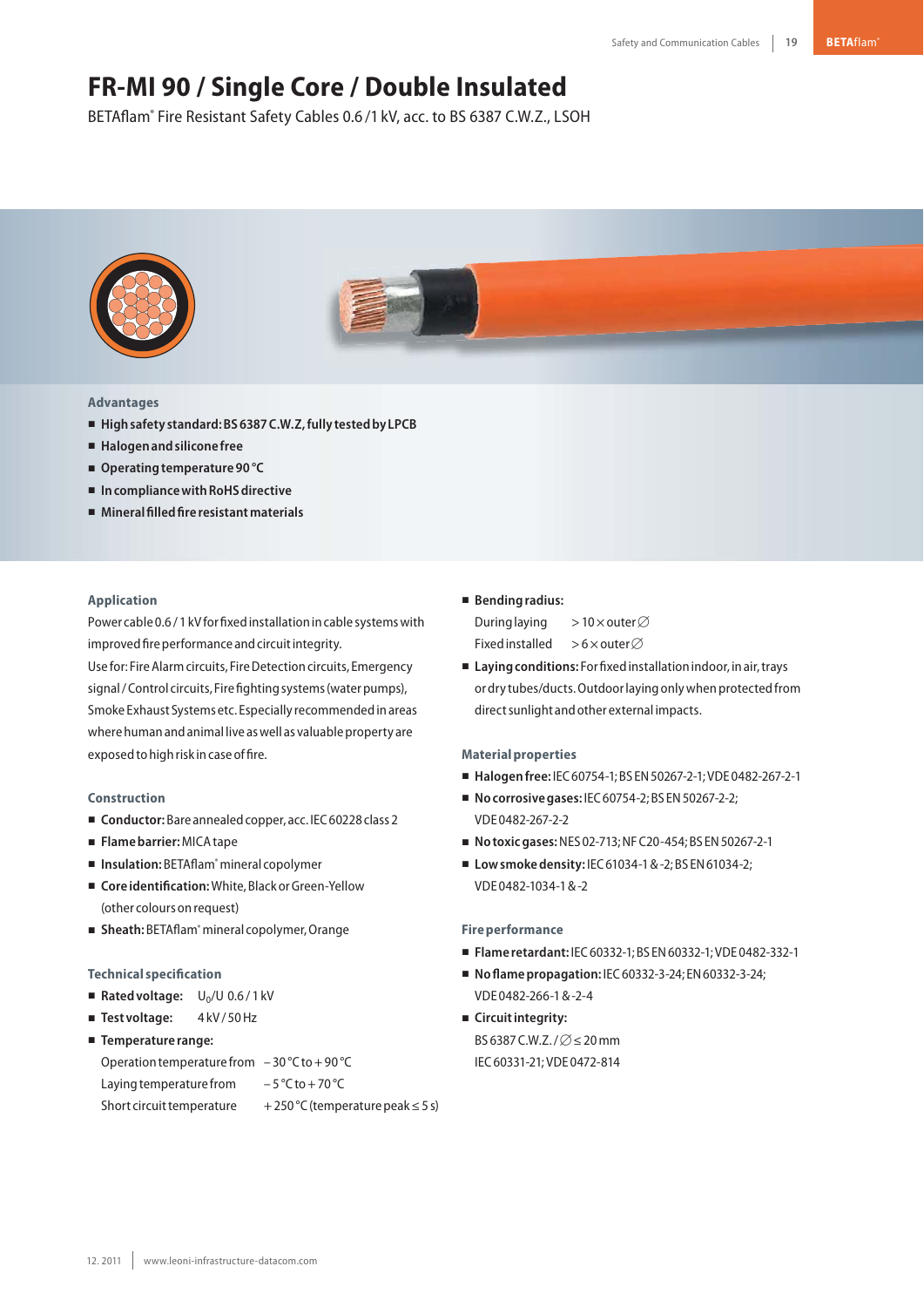# FR-MI 90 / Single Core / Double Insulated

BETAflam® Fire Resistant Safety Cables 0.6 /1 kV, acc. to BS 6387 C.W.Z., LSOH

### Advantages

- **High safety standard: BS 6387 C.W.Z, fully tested by LPCB**
- **Halogen and silicone free**
- **Operating temperature 90 °C**
- **In compliance with RoHS directive**
- **Mineral filled fire resistant materials**

### Application

Power cable 0.6 / 1 kV for fixed installation in cable systems with improved fire performance and circuit integrity.
Use for: Fire Alarm circuits, Fire Detection circuits, Emergency signal / Control circuits, Fire fighting systems (water pumps), Smoke Exhaust Systems etc. Especially recommended in areas where human and animal live as well as valuable property are exposed to high risk in case of fire.

### Construction

- **Conductor:** Bare annealed copper, acc. IEC 60228 class 2
- **Flame barrier:** MICA tape
- **Insulation:** BETAflam® mineral copolymer
- **Core identification:** White, Black or Green-Yellow (other colours on request)
- **Sheath:** BETAflam® mineral copolymer, Orange

### Technical specification

- **Rated voltage:** $U_0/U$ 0.6 / 1 kV
- **Test voltage:** 4 kV / 50 Hz
- **Temperature range:**
  - Operation temperature from – 30 °C to + 90 °C
  - Laying temperature from – 5 °C to + 70 °C
  - Short circuit temperature + 250 °C (temperature peak ≤ 5 s)
- **Bending radius:**
  - During laying > 10 × outer ∅
  - Fixed installed > 6 × outer ∅
- **Laying conditions:** For fixed installation indoor, in air, trays or dry tubes/ducts. Outdoor laying only when protected from direct sunlight and other external impacts.

### Material properties

- **Halogen free:** IEC 60754-1; BS EN 50267-2-1; VDE 0482-267-2-1
- **No corrosive gases:** IEC 60754-2; BS EN 50267-2-2; VDE 0482-267-2-2
- **No toxic gases:** NES 02-713; NF C20-454; BS EN 50267-2-1
- **Low smoke density:** IEC 61034-1 & -2; BS EN 61034-2; VDE 0482-1034-1 & -2

### Fire performance

- **Flame retardant:** IEC 60332-1; BS EN 60332-1; VDE 0482-332-1
- **No flame propagation:** IEC 60332-3-24; EN 60332-3-24; VDE 0482-266-1 & -2-4
- **Circuit integrity:** BS 6387 C.W.Z. / ∅ ≤ 20 mm IEC 60331-21; VDE 0472-814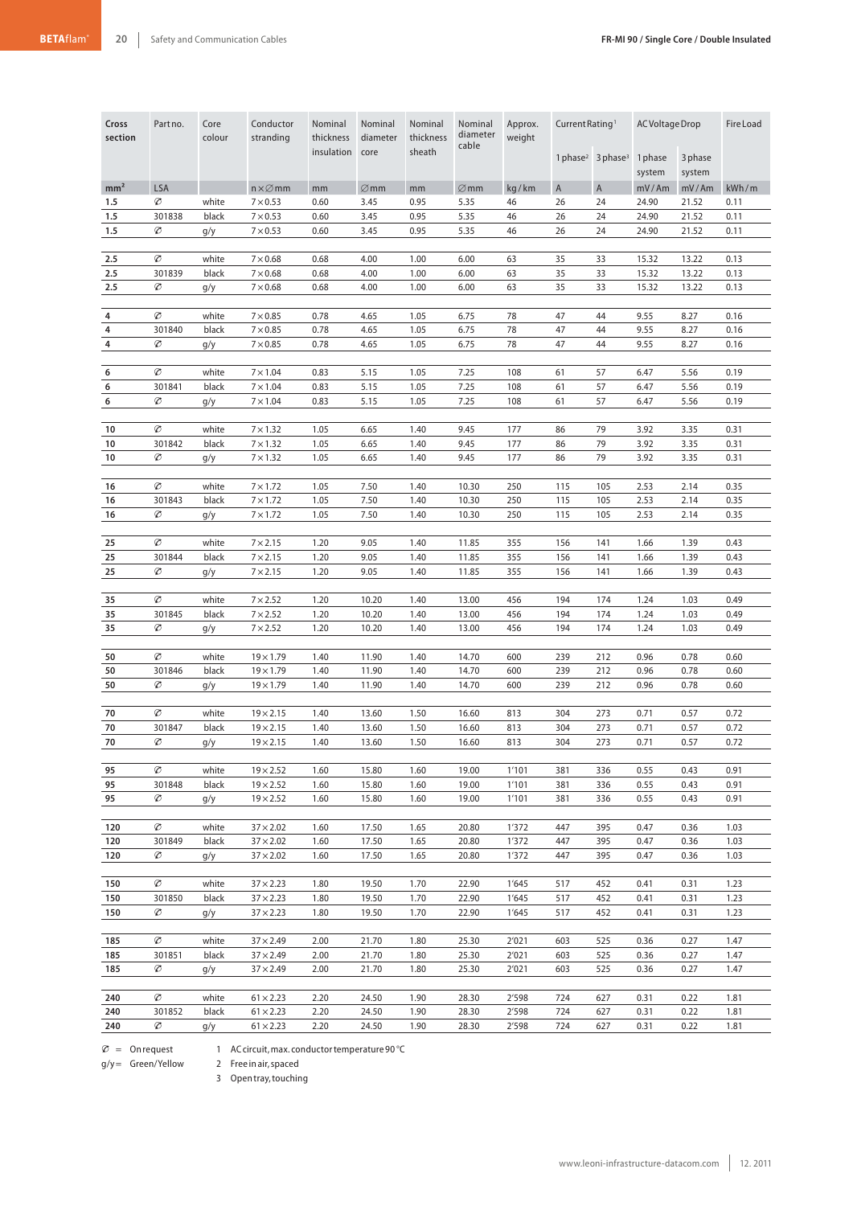## FR-MI 90 / Single Core / Double Insulated

| Cross section | Part no. | Core colour | Conductor stranding | Nominal thickness insulation | Nominal diameter core | Nominal thickness sheath | Nominal diameter cable | Approx. weight | Current Rating[1] | | AC Voltage Drop | | Fire Load |
|---|---|---|---|---|---|---|---|---|---|---|---|---|---|
| | | | | | | | | | 1 phase[2] | 3 phase[3] | 1 phase system | 3 phase system | |
| mm² | LSA | | n×∅mm | mm | ∅mm | mm | ∅mm | kg/km | A | A | mV/Am | mV/Am | kWh/m |
| 1.5 | ∅ | white | 7×0.53 | 0.60 | 3.45 | 0.95 | 5.35 | 46 | 26 | 24 | 24.90 | 21.52 | 0.11 |
| 1.5 | 301838 | black | 7×0.53 | 0.60 | 3.45 | 0.95 | 5.35 | 46 | 26 | 24 | 24.90 | 21.52 | 0.11 |
| 1.5 | ∅ | g/y | 7×0.53 | 0.60 | 3.45 | 0.95 | 5.35 | 46 | 26 | 24 | 24.90 | 21.52 | 0.11 |
| 2.5 | ∅ | white | 7×0.68 | 0.68 | 4.00 | 1.00 | 6.00 | 63 | 35 | 33 | 15.32 | 13.22 | 0.13 |
| 2.5 | 301839 | black | 7×0.68 | 0.68 | 4.00 | 1.00 | 6.00 | 63 | 35 | 33 | 15.32 | 13.22 | 0.13 |
| 2.5 | ∅ | g/y | 7×0.68 | 0.68 | 4.00 | 1.00 | 6.00 | 63 | 35 | 33 | 15.32 | 13.22 | 0.13 |
| 4 | ∅ | white | 7×0.85 | 0.78 | 4.65 | 1.05 | 6.75 | 78 | 47 | 44 | 9.55 | 8.27 | 0.16 |
| 4 | 301840 | black | 7×0.85 | 0.78 | 4.65 | 1.05 | 6.75 | 78 | 47 | 44 | 9.55 | 8.27 | 0.16 |
| 4 | ∅ | g/y | 7×0.85 | 0.78 | 4.65 | 1.05 | 6.75 | 78 | 47 | 44 | 9.55 | 8.27 | 0.16 |
| 6 | ∅ | white | 7×1.04 | 0.83 | 5.15 | 1.05 | 7.25 | 108 | 61 | 57 | 6.47 | 5.56 | 0.19 |
| 6 | 301841 | black | 7×1.04 | 0.83 | 5.15 | 1.05 | 7.25 | 108 | 61 | 57 | 6.47 | 5.56 | 0.19 |
| 6 | ∅ | g/y | 7×1.04 | 0.83 | 5.15 | 1.05 | 7.25 | 108 | 61 | 57 | 6.47 | 5.56 | 0.19 |
| 10 | ∅ | white | 7×1.32 | 1.05 | 6.65 | 1.40 | 9.45 | 177 | 86 | 79 | 3.92 | 3.35 | 0.31 |
| 10 | 301842 | black | 7×1.32 | 1.05 | 6.65 | 1.40 | 9.45 | 177 | 86 | 79 | 3.92 | 3.35 | 0.31 |
| 10 | ∅ | g/y | 7×1.32 | 1.05 | 6.65 | 1.40 | 9.45 | 177 | 86 | 79 | 3.92 | 3.35 | 0.31 |
| 16 | ∅ | white | 7×1.72 | 1.05 | 7.50 | 1.40 | 10.30 | 250 | 115 | 105 | 2.53 | 2.14 | 0.35 |
| 16 | 301843 | black | 7×1.72 | 1.05 | 7.50 | 1.40 | 10.30 | 250 | 115 | 105 | 2.53 | 2.14 | 0.35 |
| 16 | ∅ | g/y | 7×1.72 | 1.05 | 7.50 | 1.40 | 10.30 | 250 | 115 | 105 | 2.53 | 2.14 | 0.35 |
| 25 | ∅ | white | 7×2.15 | 1.20 | 9.05 | 1.40 | 11.85 | 355 | 156 | 141 | 1.66 | 1.39 | 0.43 |
| 25 | 301844 | black | 7×2.15 | 1.20 | 9.05 | 1.40 | 11.85 | 355 | 156 | 141 | 1.66 | 1.39 | 0.43 |
| 25 | ∅ | g/y | 7×2.15 | 1.20 | 9.05 | 1.40 | 11.85 | 355 | 156 | 141 | 1.66 | 1.39 | 0.43 |
| 35 | ∅ | white | 7×2.52 | 1.20 | 10.20 | 1.40 | 13.00 | 456 | 194 | 174 | 1.24 | 1.03 | 0.49 |
| 35 | 301845 | black | 7×2.52 | 1.20 | 10.20 | 1.40 | 13.00 | 456 | 194 | 174 | 1.24 | 1.03 | 0.49 |
| 35 | ∅ | g/y | 7×2.52 | 1.20 | 10.20 | 1.40 | 13.00 | 456 | 194 | 174 | 1.24 | 1.03 | 0.49 |
| 50 | ∅ | white | 19×1.79 | 1.40 | 11.90 | 1.40 | 14.70 | 600 | 239 | 212 | 0.96 | 0.78 | 0.60 |
| 50 | 301846 | black | 19×1.79 | 1.40 | 11.90 | 1.40 | 14.70 | 600 | 239 | 212 | 0.96 | 0.78 | 0.60 |
| 50 | ∅ | g/y | 19×1.79 | 1.40 | 11.90 | 1.40 | 14.70 | 600 | 239 | 212 | 0.96 | 0.78 | 0.60 |
| 70 | ∅ | white | 19×2.15 | 1.40 | 13.60 | 1.50 | 16.60 | 813 | 304 | 273 | 0.71 | 0.57 | 0.72 |
| 70 | 301847 | black | 19×2.15 | 1.40 | 13.60 | 1.50 | 16.60 | 813 | 304 | 273 | 0.71 | 0.57 | 0.72 |
| 70 | ∅ | g/y | 19×2.15 | 1.40 | 13.60 | 1.50 | 16.60 | 813 | 304 | 273 | 0.71 | 0.57 | 0.72 |
| 95 | ∅ | white | 19×2.52 | 1.60 | 15.80 | 1.60 | 19.00 | 1'101 | 381 | 336 | 0.55 | 0.43 | 0.91 |
| 95 | 301848 | black | 19×2.52 | 1.60 | 15.80 | 1.60 | 19.00 | 1'101 | 381 | 336 | 0.55 | 0.43 | 0.91 |
| 95 | ∅ | g/y | 19×2.52 | 1.60 | 15.80 | 1.60 | 19.00 | 1'101 | 381 | 336 | 0.55 | 0.43 | 0.91 |
| 120 | ∅ | white | 37×2.02 | 1.60 | 17.50 | 1.65 | 20.80 | 1'372 | 447 | 395 | 0.47 | 0.36 | 1.03 |
| 120 | 301849 | black | 37×2.02 | 1.60 | 17.50 | 1.65 | 20.80 | 1'372 | 447 | 395 | 0.47 | 0.36 | 1.03 |
| 120 | ∅ | g/y | 37×2.02 | 1.60 | 17.50 | 1.65 | 20.80 | 1'372 | 447 | 395 | 0.47 | 0.36 | 1.03 |
| 150 | ∅ | white | 37×2.23 | 1.80 | 19.50 | 1.70 | 22.90 | 1'645 | 517 | 452 | 0.41 | 0.31 | 1.23 |
| 150 | 301850 | black | 37×2.23 | 1.80 | 19.50 | 1.70 | 22.90 | 1'645 | 517 | 452 | 0.41 | 0.31 | 1.23 |
| 150 | ∅ | g/y | 37×2.23 | 1.80 | 19.50 | 1.70 | 22.90 | 1'645 | 517 | 452 | 0.41 | 0.31 | 1.23 |
| 185 | ∅ | white | 37×2.49 | 2.00 | 21.70 | 1.80 | 25.30 | 2'021 | 603 | 525 | 0.36 | 0.27 | 1.47 |
| 185 | 301851 | black | 37×2.49 | 2.00 | 21.70 | 1.80 | 25.30 | 2'021 | 603 | 525 | 0.36 | 0.27 | 1.47 |
| 185 | ∅ | g/y | 37×2.49 | 2.00 | 21.70 | 1.80 | 25.30 | 2'021 | 603 | 525 | 0.36 | 0.27 | 1.47 |
| 240 | ∅ | white | 61×2.23 | 2.20 | 24.50 | 1.90 | 28.30 | 2'598 | 724 | 627 | 0.31 | 0.22 | 1.81 |
| 240 | 301852 | black | 61×2.23 | 2.20 | 24.50 | 1.90 | 28.30 | 2'598 | 724 | 627 | 0.31 | 0.22 | 1.81 |
| 240 | ∅ | g/y | 61×2.23 | 2.20 | 24.50 | 1.90 | 28.30 | 2'598 | 724 | 627 | 0.31 | 0.22 | 1.81 |

∅ = On request
g/y = Green/Yellow

1 AC circuit, max. conductor temperature 90 °C
2 Free in air, spaced
3 Open tray, touching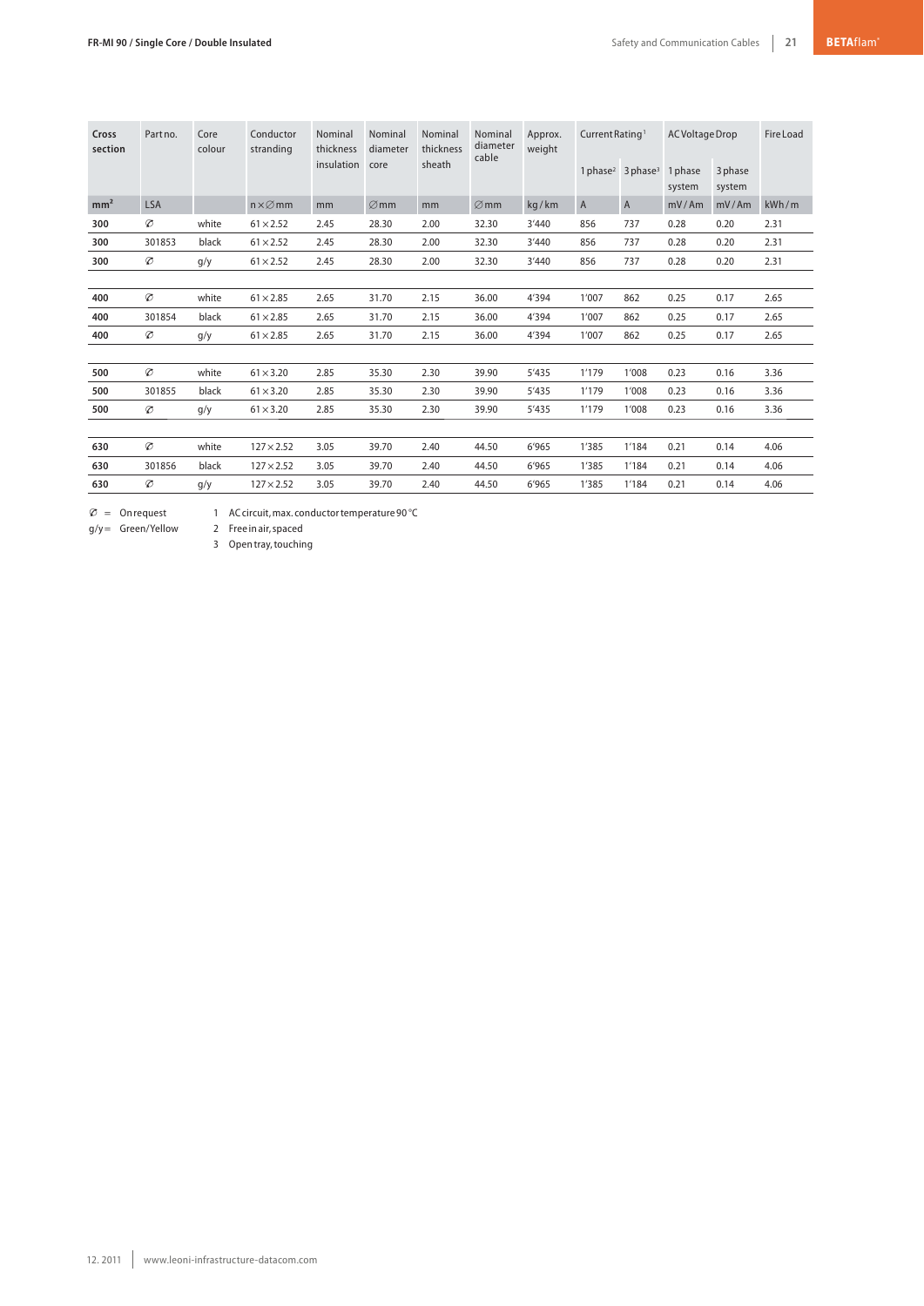| Cross section | Part no. | Core colour | Conductor stranding | Nominal thickness insulation | Nominal diameter core | Nominal thickness sheath | Nominal diameter cable | Approx. weight | Current Rating[1] | | AC Voltage Drop | | Fire Load |
|---|---|---|---|---|---|---|---|---|---|---|---|---|---|
| | | | | | | | | | 1 phase[2] | 3 phase[3] | 1 phase system | 3 phase system | |
| mm² | LSA | | n × ∅ mm | mm | ∅ mm | mm | ∅ mm | kg / km | A | A | mV / Am | mV / Am | kWh / m |
| **300** | ∅ | white | 61 × 2.52 | 2.45 | 28.30 | 2.00 | 32.30 | 3'440 | 856 | 737 | 0.28 | 0.20 | 2.31 |
| **300** | 301853 | black | 61 × 2.52 | 2.45 | 28.30 | 2.00 | 32.30 | 3'440 | 856 | 737 | 0.28 | 0.20 | 2.31 |
| **300** | ∅ | g/y | 61 × 2.52 | 2.45 | 28.30 | 2.00 | 32.30 | 3'440 | 856 | 737 | 0.28 | 0.20 | 2.31 |
| **400** | ∅ | white | 61 × 2.85 | 2.65 | 31.70 | 2.15 | 36.00 | 4'394 | 1'007 | 862 | 0.25 | 0.17 | 2.65 |
| **400** | 301854 | black | 61 × 2.85 | 2.65 | 31.70 | 2.15 | 36.00 | 4'394 | 1'007 | 862 | 0.25 | 0.17 | 2.65 |
| **400** | ∅ | g/y | 61 × 2.85 | 2.65 | 31.70 | 2.15 | 36.00 | 4'394 | 1'007 | 862 | 0.25 | 0.17 | 2.65 |
| **500** | ∅ | white | 61 × 3.20 | 2.85 | 35.30 | 2.30 | 39.90 | 5'435 | 1'179 | 1'008 | 0.23 | 0.16 | 3.36 |
| **500** | 301855 | black | 61 × 3.20 | 2.85 | 35.30 | 2.30 | 39.90 | 5'435 | 1'179 | 1'008 | 0.23 | 0.16 | 3.36 |
| **500** | ∅ | g/y | 61 × 3.20 | 2.85 | 35.30 | 2.30 | 39.90 | 5'435 | 1'179 | 1'008 | 0.23 | 0.16 | 3.36 |
| **630** | ∅ | white | 127 × 2.52 | 3.05 | 39.70 | 2.40 | 44.50 | 6'965 | 1'385 | 1'184 | 0.21 | 0.14 | 4.06 |
| **630** | 301856 | black | 127 × 2.52 | 3.05 | 39.70 | 2.40 | 44.50 | 6'965 | 1'385 | 1'184 | 0.21 | 0.14 | 4.06 |
| **630** | ∅ | g/y | 127 × 2.52 | 3.05 | 39.70 | 2.40 | 44.50 | 6'965 | 1'385 | 1'184 | 0.21 | 0.14 | 4.06 |

∅ = On request
g/y = Green/Yellow

1 AC circuit, max. conductor temperature 90 °C
2 Free in air, spaced
3 Open tray, touching